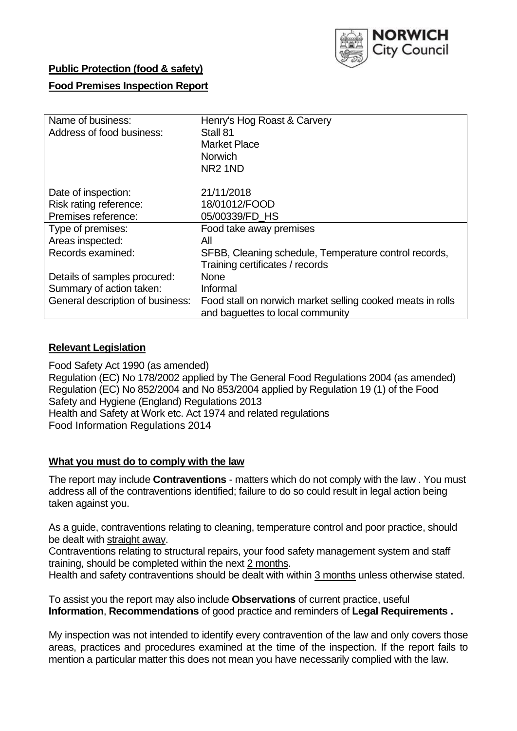NORWICH City Council

**Public Protection (food & safety)**

**Food Premises Inspection Report**

| | |
|---|---|
| Name of business: | Henry's Hog Roast & Carvery |
| Address of food business: | Stall 81<br>Market Place<br>Norwich<br>NR2 1ND |
| Date of inspection: | 21/11/2018 |
| Risk rating reference: | 18/01012/FOOD |
| Premises reference: | 05/00339/FD_HS |
| Type of premises: | Food take away premises |
| Areas inspected: | All |
| Records examined: | SFBB, Cleaning schedule, Temperature control records, Training certificates / records |
| Details of samples procured: | None |
| Summary of action taken: | Informal |
| General description of business: | Food stall on norwich market selling cooked meats in rolls and baguettes to local community |

## **Relevant Legislation**

Food Safety Act 1990 (as amended)
Regulation (EC) No 178/2002 applied by The General Food Regulations 2004 (as amended)
Regulation (EC) No 852/2004 and No 853/2004 applied by Regulation 19 (1) of the Food Safety and Hygiene (England) Regulations 2013
Health and Safety at Work etc. Act 1974 and related regulations
Food Information Regulations 2014

## **What you must do to comply with the law**

The report may include **Contraventions** - matters which do not comply with the law . You must address all of the contraventions identified; failure to do so could result in legal action being taken against you.

As a guide, contraventions relating to cleaning, temperature control and poor practice, should be dealt with straight away.

Contraventions relating to structural repairs, your food safety management system and staff training, should be completed within the next 2 months.

Health and safety contraventions should be dealt with within 3 months unless otherwise stated.

To assist you the report may also include **Observations** of current practice, useful **Information**, **Recommendations** of good practice and reminders of **Legal Requirements .**

My inspection was not intended to identify every contravention of the law and only covers those areas, practices and procedures examined at the time of the inspection. If the report fails to mention a particular matter this does not mean you have necessarily complied with the law.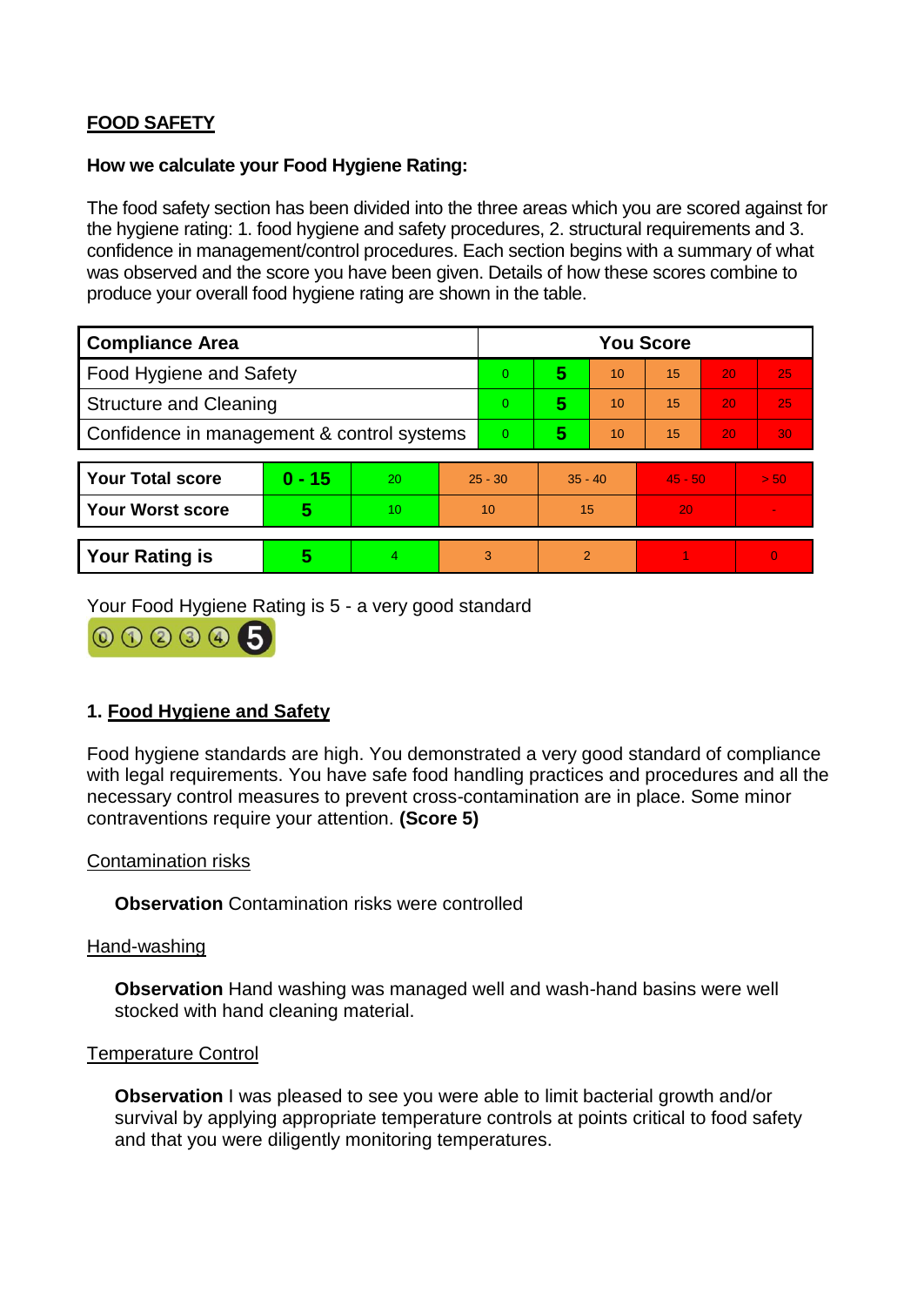**FOOD SAFETY**

**How we calculate your Food Hygiene Rating:**

The food safety section has been divided into the three areas which you are scored against for the hygiene rating: 1. food hygiene and safety procedures, 2. structural requirements and 3. confidence in management/control procedures. Each section begins with a summary of what was observed and the score you have been given. Details of how these scores combine to produce your overall food hygiene rating are shown in the table.

| Compliance Area | You Score | | | | | |
|---|---|---|---|---|---|---|
| Food Hygiene and Safety | 0 | **5** | 10 | 15 | 20 | 25 |
| Structure and Cleaning | 0 | **5** | 10 | 15 | 20 | 25 |
| Confidence in management & control systems | 0 | **5** | 10 | 15 | 20 | 30 |

| | | | | | | |
|---|---|---|---|---|---|---|
| **Your Total score** | **0 - 15** | 20 | 25 - 30 | 35 - 40 | 45 - 50 | > 50 |
| **Your Worst score** | **5** | 10 | 10 | 15 | 20 | - |
| **Your Rating is** | **5** | 4 | 3 | 2 | 1 | 0 |

Your Food Hygiene Rating is 5 - a very good standard

## 1. Food Hygiene and Safety

Food hygiene standards are high. You demonstrated a very good standard of compliance with legal requirements. You have safe food handling practices and procedures and all the necessary control measures to prevent cross-contamination are in place. Some minor contraventions require your attention. **(Score 5)**

### Contamination risks

**Observation** Contamination risks were controlled

### Hand-washing

**Observation** Hand washing was managed well and wash-hand basins were well stocked with hand cleaning material.

### Temperature Control

**Observation** I was pleased to see you were able to limit bacterial growth and/or survival by applying appropriate temperature controls at points critical to food safety and that you were diligently monitoring temperatures.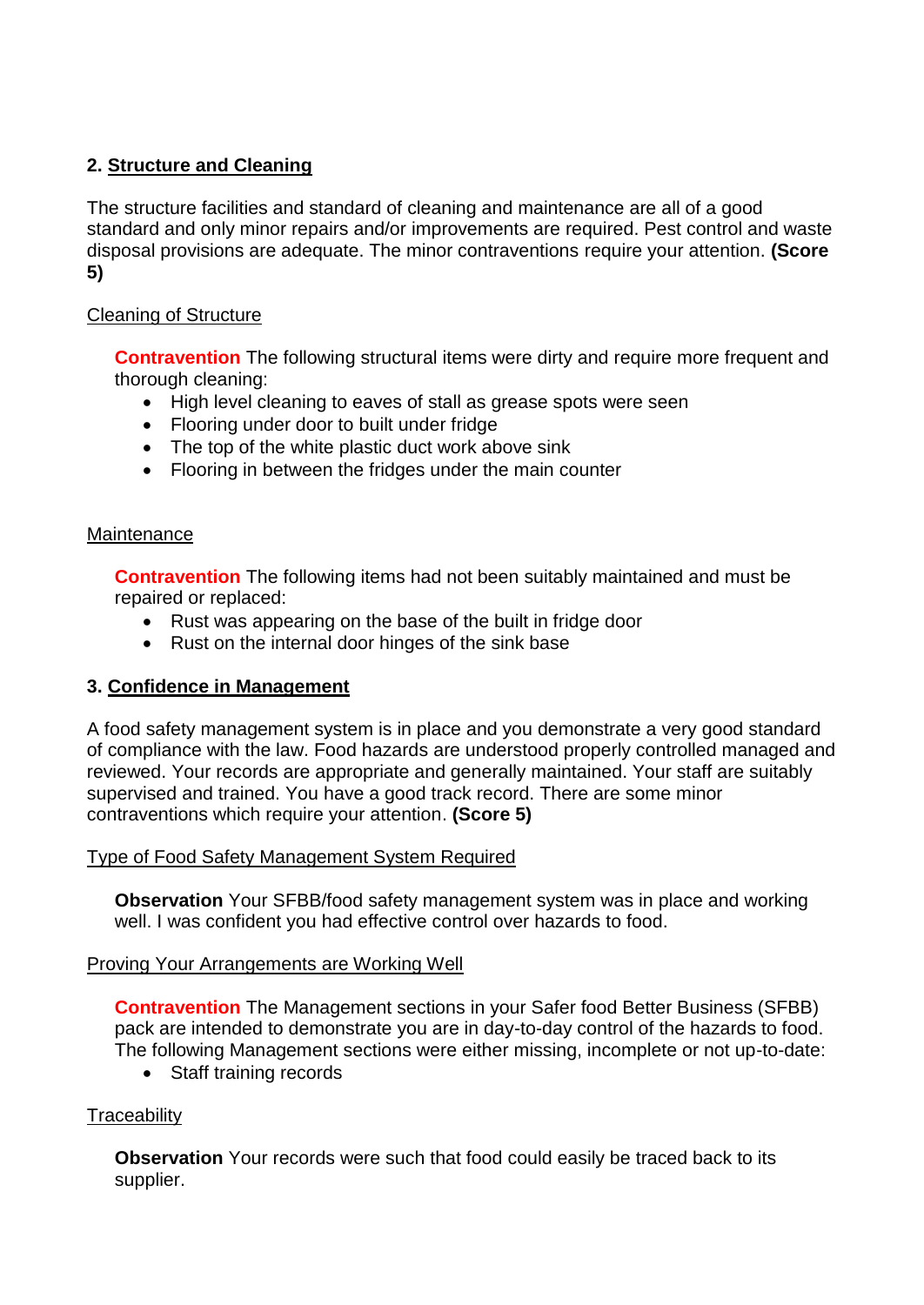## 2. Structure and Cleaning

The structure facilities and standard of cleaning and maintenance are all of a good standard and only minor repairs and/or improvements are required. Pest control and waste disposal provisions are adequate. The minor contraventions require your attention. **(Score 5)**

Cleaning of Structure

**Contravention** The following structural items were dirty and require more frequent and thorough cleaning:

- High level cleaning to eaves of stall as grease spots were seen
- Flooring under door to built under fridge
- The top of the white plastic duct work above sink
- Flooring in between the fridges under the main counter

Maintenance

**Contravention** The following items had not been suitably maintained and must be repaired or replaced:

- Rust was appearing on the base of the built in fridge door
- Rust on the internal door hinges of the sink base

## 3. Confidence in Management

A food safety management system is in place and you demonstrate a very good standard of compliance with the law. Food hazards are understood properly controlled managed and reviewed. Your records are appropriate and generally maintained. Your staff are suitably supervised and trained. You have a good track record. There are some minor contraventions which require your attention. **(Score 5)**

Type of Food Safety Management System Required

**Observation** Your SFBB/food safety management system was in place and working well. I was confident you had effective control over hazards to food.

Proving Your Arrangements are Working Well

**Contravention** The Management sections in your Safer food Better Business (SFBB) pack are intended to demonstrate you are in day-to-day control of the hazards to food. The following Management sections were either missing, incomplete or not up-to-date:

- Staff training records

Traceability

**Observation** Your records were such that food could easily be traced back to its supplier.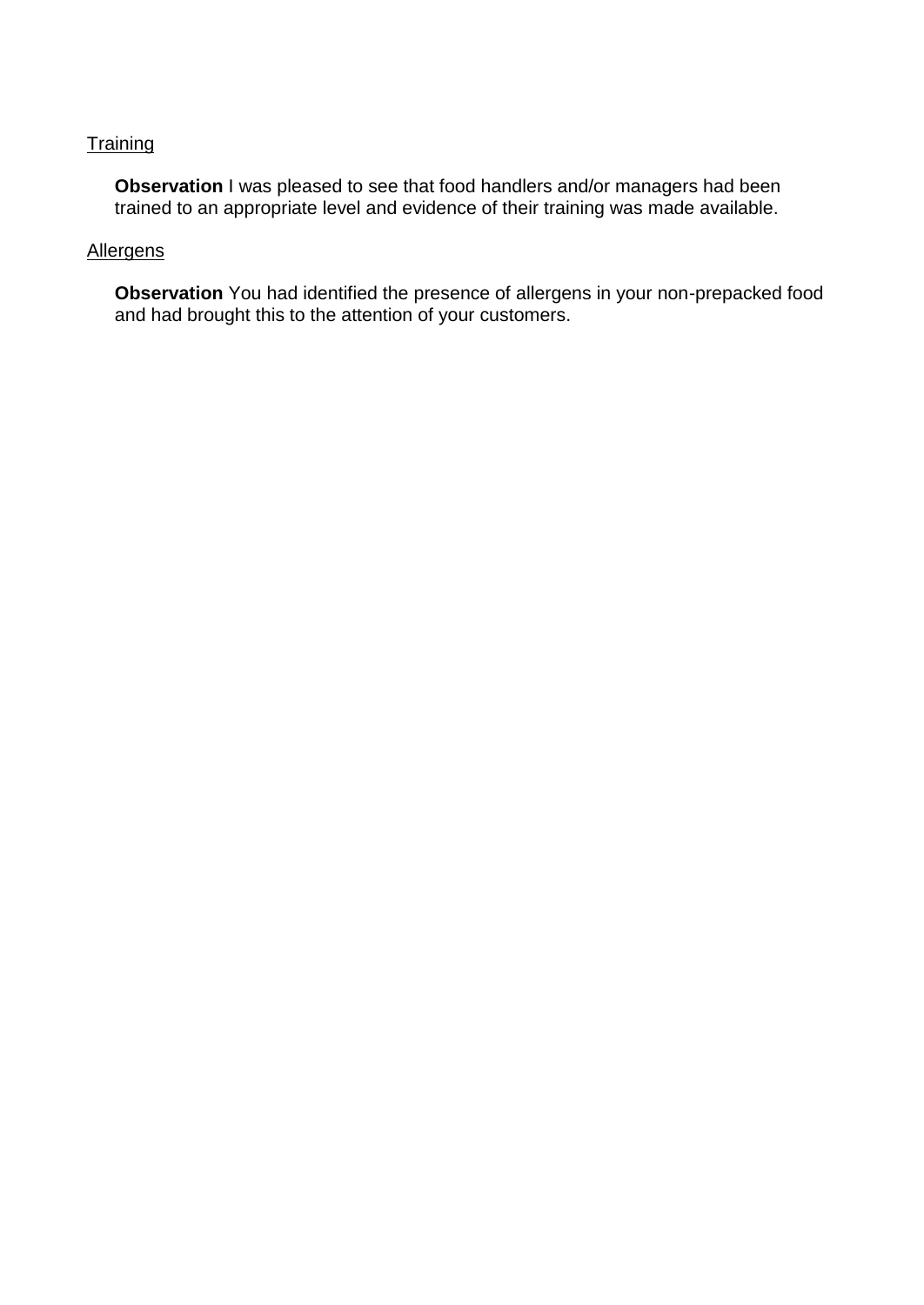Training

**Observation** I was pleased to see that food handlers and/or managers had been trained to an appropriate level and evidence of their training was made available.

Allergens

**Observation** You had identified the presence of allergens in your non-prepacked food and had brought this to the attention of your customers.